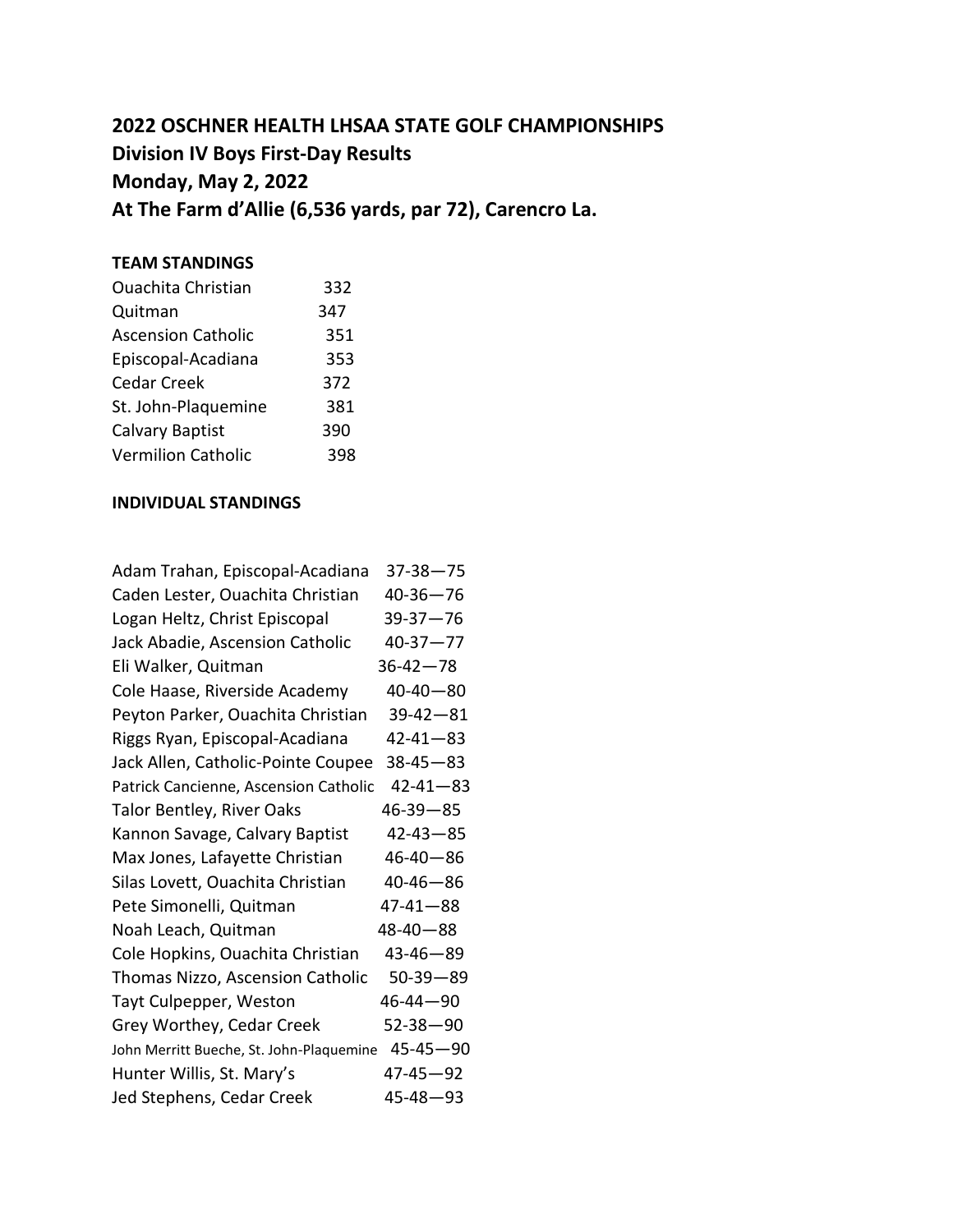**2022 OSCHNER HEALTH LHSAA STATE GOLF CHAMPIONSHIPS**
**Division IV Boys First-Day Results**
**Monday, May 2, 2022**
**At The Farm d'Allie (6,536 yards, par 72), Carencro La.**

**TEAM STANDINGS**

| Team | Score |
|---|---|
| Ouachita Christian | 332 |
| Quitman | 347 |
| Ascension Catholic | 351 |
| Episcopal-Acadiana | 353 |
| Cedar Creek | 372 |
| St. John-Plaquemine | 381 |
| Calvary Baptist | 390 |
| Vermilion Catholic | 398 |

**INDIVIDUAL STANDINGS**

| Player, School | Score |
|---|---|
| Adam Trahan, Episcopal-Acadiana | 37-38—75 |
| Caden Lester, Ouachita Christian | 40-36—76 |
| Logan Heltz, Christ Episcopal | 39-37—76 |
| Jack Abadie, Ascension Catholic | 40-37—77 |
| Eli Walker, Quitman | 36-42—78 |
| Cole Haase, Riverside Academy | 40-40—80 |
| Peyton Parker, Ouachita Christian | 39-42—81 |
| Riggs Ryan, Episcopal-Acadiana | 42-41—83 |
| Jack Allen, Catholic-Pointe Coupee | 38-45—83 |
| Patrick Cancienne, Ascension Catholic | 42-41—83 |
| Talor Bentley, River Oaks | 46-39—85 |
| Kannon Savage, Calvary Baptist | 42-43—85 |
| Max Jones, Lafayette Christian | 46-40—86 |
| Silas Lovett, Ouachita Christian | 40-46—86 |
| Pete Simonelli, Quitman | 47-41—88 |
| Noah Leach, Quitman | 48-40—88 |
| Cole Hopkins, Ouachita Christian | 43-46—89 |
| Thomas Nizzo, Ascension Catholic | 50-39—89 |
| Tayt Culpepper, Weston | 46-44—90 |
| Grey Worthey, Cedar Creek | 52-38—90 |
| John Merritt Bueche, St. John-Plaquemine | 45-45—90 |
| Hunter Willis, St. Mary's | 47-45—92 |
| Jed Stephens, Cedar Creek | 45-48—93 |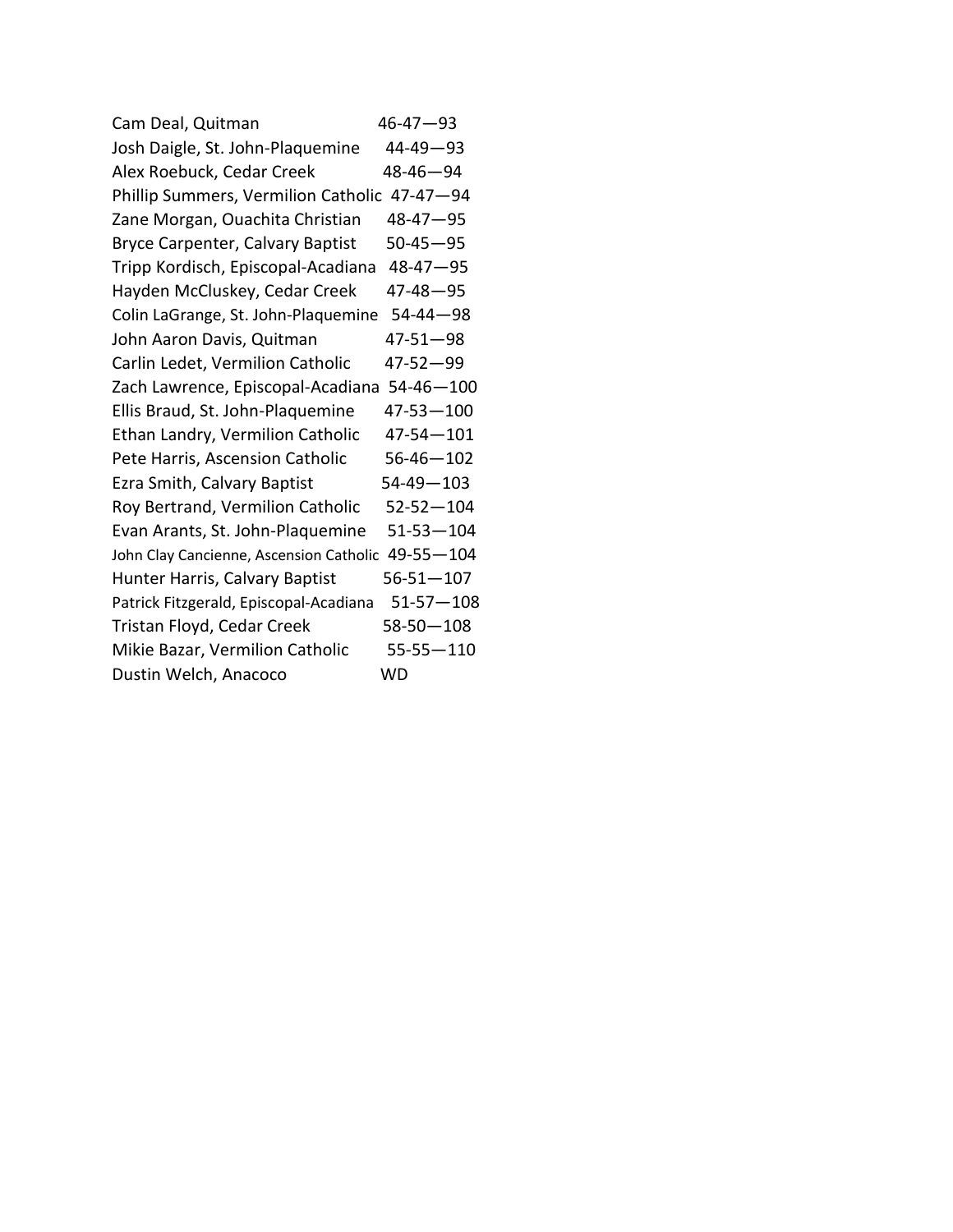Cam Deal, Quitman 46-47—93
Josh Daigle, St. John-Plaquemine 44-49—93
Alex Roebuck, Cedar Creek 48-46—94
Phillip Summers, Vermilion Catholic 47-47—94
Zane Morgan, Ouachita Christian 48-47—95
Bryce Carpenter, Calvary Baptist 50-45—95
Tripp Kordisch, Episcopal-Acadiana 48-47—95
Hayden McCluskey, Cedar Creek 47-48—95
Colin LaGrange, St. John-Plaquemine 54-44—98
John Aaron Davis, Quitman 47-51—98
Carlin Ledet, Vermilion Catholic 47-52—99
Zach Lawrence, Episcopal-Acadiana 54-46—100
Ellis Braud, St. John-Plaquemine 47-53—100
Ethan Landry, Vermilion Catholic 47-54—101
Pete Harris, Ascension Catholic 56-46—102
Ezra Smith, Calvary Baptist 54-49—103
Roy Bertrand, Vermilion Catholic 52-52—104
Evan Arants, St. John-Plaquemine 51-53—104
John Clay Cancienne, Ascension Catholic 49-55—104
Hunter Harris, Calvary Baptist 56-51—107
Patrick Fitzgerald, Episcopal-Acadiana 51-57—108
Tristan Floyd, Cedar Creek 58-50—108
Mikie Bazar, Vermilion Catholic 55-55—110
Dustin Welch, Anacoco WD